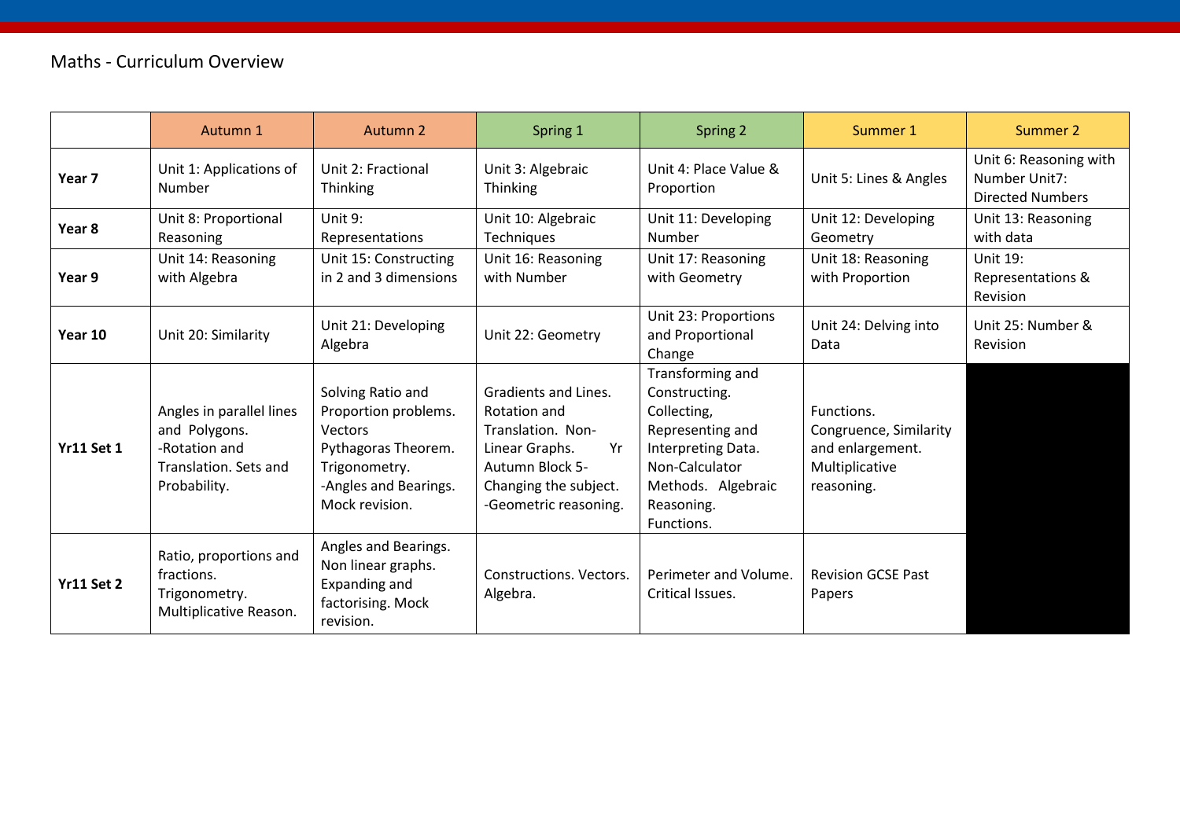Maths - Curriculum Overview

| | Autumn 1 | Autumn 2 | Spring 1 | Spring 2 | Summer 1 | Summer 2 |
|---|---|---|---|---|---|---|
| **Year 7** | Unit 1: Applications of Number | Unit 2: Fractional Thinking | Unit 3: Algebraic Thinking | Unit 4: Place Value & Proportion | Unit 5: Lines & Angles | Unit 6: Reasoning with Number Unit7: Directed Numbers |
| **Year 8** | Unit 8: Proportional Reasoning | Unit 9: Representations | Unit 10: Algebraic Techniques | Unit 11: Developing Number | Unit 12: Developing Geometry | Unit 13: Reasoning with data |
| **Year 9** | Unit 14: Reasoning with Algebra | Unit 15: Constructing in 2 and 3 dimensions | Unit 16: Reasoning with Number | Unit 17: Reasoning with Geometry | Unit 18: Reasoning with Proportion | Unit 19: Representations & Revision |
| **Year 10** | Unit 20: Similarity | Unit 21: Developing Algebra | Unit 22: Geometry | Unit 23: Proportions and Proportional Change | Unit 24: Delving into Data | Unit 25: Number & Revision |
| **Yr11 Set 1** | Angles in parallel lines and Polygons. -Rotation and Translation. Sets and Probability. | Solving Ratio and Proportion problems. Vectors Pythagoras Theorem. Trigonometry. -Angles and Bearings. Mock revision. | Gradients and Lines. Rotation and Translation. Non-Linear Graphs. Yr Autumn Block 5- Changing the subject. -Geometric reasoning. | Transforming and Constructing. Collecting, Representing and Interpreting Data. Non-Calculator Methods. Algebraic Reasoning. Functions. | Functions. Congruence, Similarity and enlargement. Multiplicative reasoning. | |
| **Yr11 Set 2** | Ratio, proportions and fractions. Trigonometry. Multiplicative Reason. | Angles and Bearings. Non linear graphs. Expanding and factorising. Mock revision. | Constructions. Vectors. Algebra. | Perimeter and Volume. Critical Issues. | Revision GCSE Past Papers | |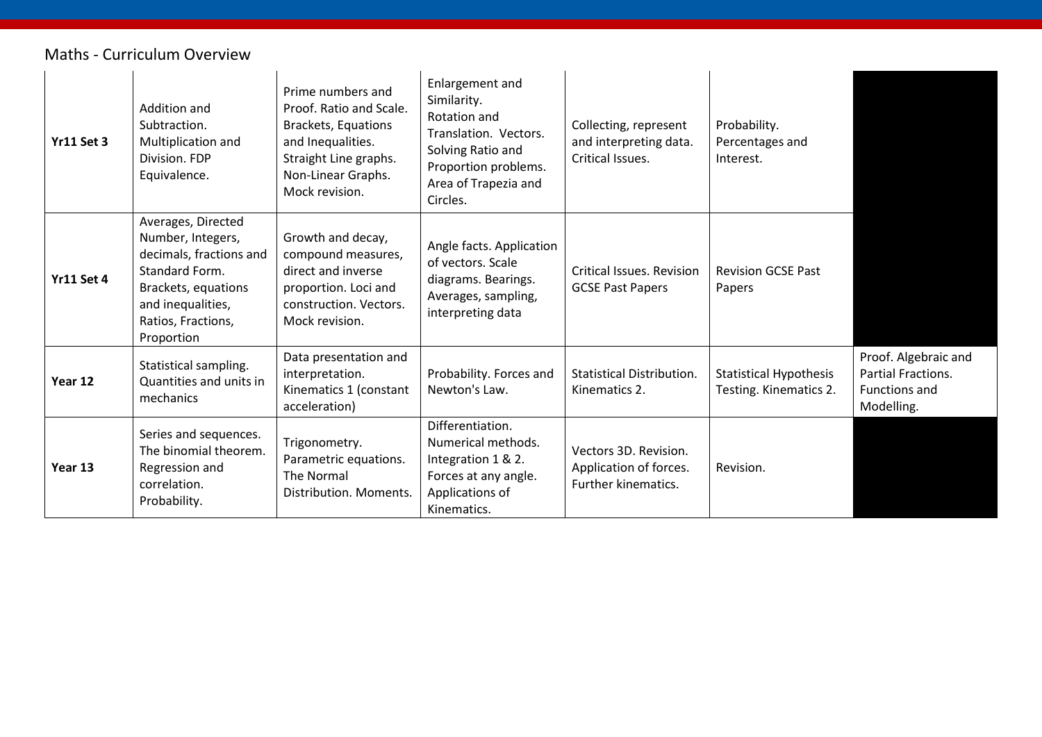Maths - Curriculum Overview

| | | | | | | |
|---|---|---|---|---|---|---|
| **Yr11 Set 3** | Addition and Subtraction. Multiplication and Division. FDP Equivalence. | Prime numbers and Proof. Ratio and Scale. Brackets, Equations and Inequalities. Straight Line graphs. Non-Linear Graphs. Mock revision. | Enlargement and Similarity. Rotation and Translation. Vectors. Solving Ratio and Proportion problems. Area of Trapezia and Circles. | Collecting, represent and interpreting data. Critical Issues. | Probability. Percentages and Interest. | |
| **Yr11 Set 4** | Averages, Directed Number, Integers, decimals, fractions and Standard Form. Brackets, equations and inequalities, Ratios, Fractions, Proportion | Growth and decay, compound measures, direct and inverse proportion. Loci and construction. Vectors. Mock revision. | Angle facts. Application of vectors. Scale diagrams. Bearings. Averages, sampling, interpreting data | Critical Issues. Revision GCSE Past Papers | Revision GCSE Past Papers | |
| **Year 12** | Statistical sampling. Quantities and units in mechanics | Data presentation and interpretation. Kinematics 1 (constant acceleration) | Probability. Forces and Newton's Law. | Statistical Distribution. Kinematics 2. | Statistical Hypothesis Testing. Kinematics 2. | Proof. Algebraic and Partial Fractions. Functions and Modelling. |
| **Year 13** | Series and sequences. The binomial theorem. Regression and correlation. Probability. | Trigonometry. Parametric equations. The Normal Distribution. Moments. | Differentiation. Numerical methods. Integration 1 & 2. Forces at any angle. Applications of Kinematics. | Vectors 3D. Revision. Application of forces. Further kinematics. | Revision. | |